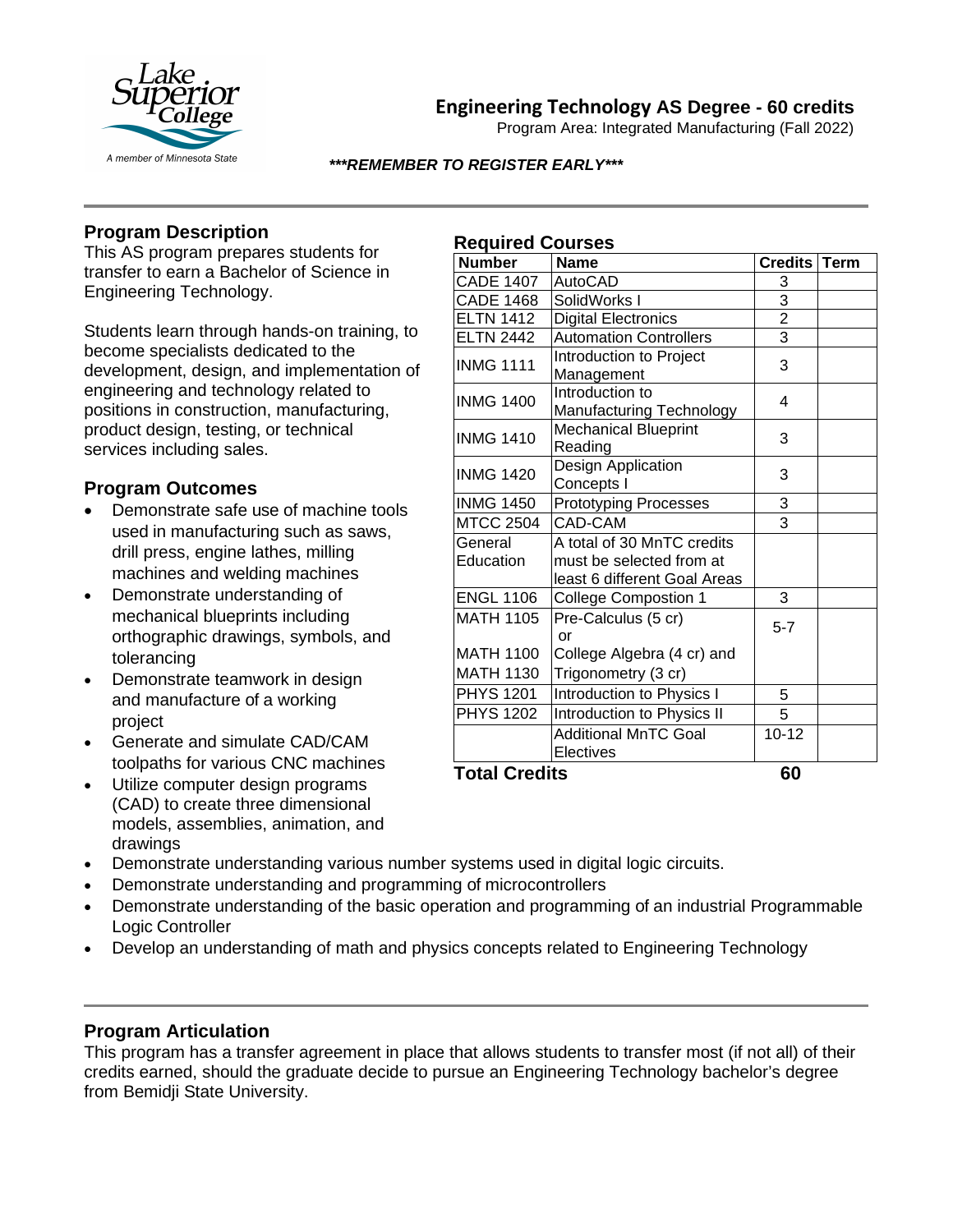# Engineering Technology AS Degree - 60 credits

Program Area: Integrated Manufacturing (Fall 2022)

***\*\*\*REMEMBER TO REGISTER EARLY\*\*\****

## Program Description

This AS program prepares students for transfer to earn a Bachelor of Science in Engineering Technology.

Students learn through hands-on training, to become specialists dedicated to the development, design, and implementation of engineering and technology related to positions in construction, manufacturing, product design, testing, or technical services including sales.

## Program Outcomes

- Demonstrate safe use of machine tools used in manufacturing such as saws, drill press, engine lathes, milling machines and welding machines
- Demonstrate understanding of mechanical blueprints including orthographic drawings, symbols, and tolerancing
- Demonstrate teamwork in design and manufacture of a working project
- Generate and simulate CAD/CAM toolpaths for various CNC machines
- Utilize computer design programs (CAD) to create three dimensional models, assemblies, animation, and drawings
- Demonstrate understanding various number systems used in digital logic circuits.
- Demonstrate understanding and programming of microcontrollers
- Demonstrate understanding of the basic operation and programming of an industrial Programmable Logic Controller
- Develop an understanding of math and physics concepts related to Engineering Technology

## Required Courses

| Number | Name | Credits | Term |
|---|---|---|---|
| CADE 1407 | AutoCAD | 3 | |
| CADE 1468 | SolidWorks I | 3 | |
| ELTN 1412 | Digital Electronics | 2 | |
| ELTN 2442 | Automation Controllers | 3 | |
| INMG 1111 | Introduction to Project Management | 3 | |
| INMG 1400 | Introduction to Manufacturing Technology | 4 | |
| INMG 1410 | Mechanical Blueprint Reading | 3 | |
| INMG 1420 | Design Application Concepts I | 3 | |
| INMG 1450 | Prototyping Processes | 3 | |
| MTCC 2504 | CAD-CAM | 3 | |
| General Education | A total of 30 MnTC credits must be selected from at least 6 different Goal Areas | | |
| ENGL 1106 | College Compostion 1 | 3 | |
| MATH 1105<br>MATH 1100<br>MATH 1130 | Pre-Calculus (5 cr)<br>or<br>College Algebra (4 cr) and<br>Trigonometry (3 cr) | 5-7 | |
| PHYS 1201 | Introduction to Physics I | 5 | |
| PHYS 1202 | Introduction to Physics II | 5 | |
| | Additional MnTC Goal Electives | 10-12 | |
| **Total Credits** | | **60** | |

## Program Articulation

This program has a transfer agreement in place that allows students to transfer most (if not all) of their credits earned, should the graduate decide to pursue an Engineering Technology bachelor's degree from Bemidji State University.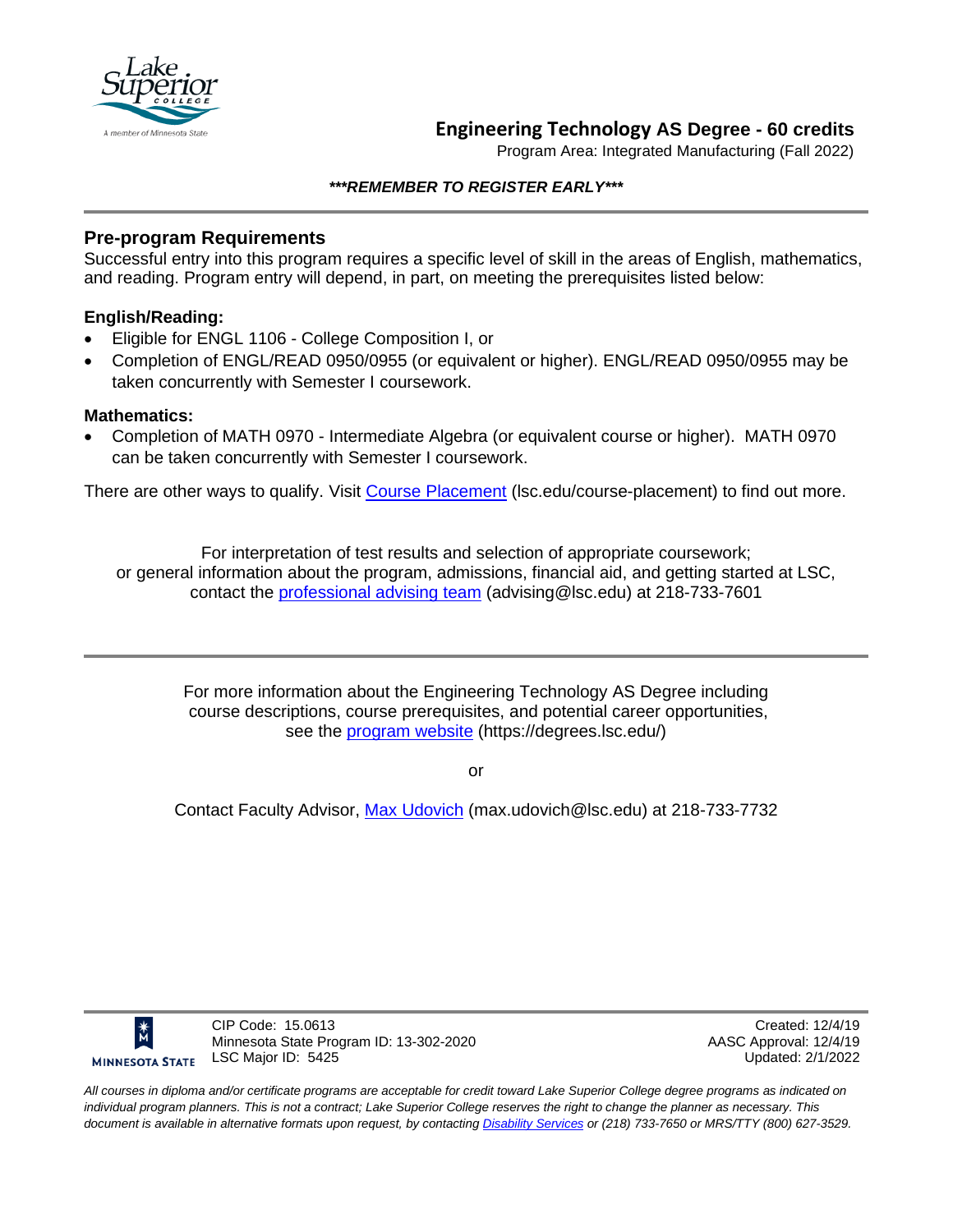## Engineering Technology AS Degree - 60 credits

Program Area: Integrated Manufacturing (Fall 2022)

***\*\*\*REMEMBER TO REGISTER EARLY\*\*\****

---

## Pre-program Requirements

Successful entry into this program requires a specific level of skill in the areas of English, mathematics, and reading. Program entry will depend, in part, on meeting the prerequisites listed below:

### English/Reading:

- Eligible for ENGL 1106 - College Composition I, or
- Completion of ENGL/READ 0950/0955 (or equivalent or higher). ENGL/READ 0950/0955 may be taken concurrently with Semester I coursework.

### Mathematics:

- Completion of MATH 0970 - Intermediate Algebra (or equivalent course or higher). MATH 0970 can be taken concurrently with Semester I coursework.

There are other ways to qualify. Visit Course Placement (lsc.edu/course-placement) to find out more.

For interpretation of test results and selection of appropriate coursework; or general information about the program, admissions, financial aid, and getting started at LSC, contact the professional advising team (advising@lsc.edu) at 218-733-7601

---

For more information about the Engineering Technology AS Degree including course descriptions, course prerequisites, and potential career opportunities, see the program website (https://degrees.lsc.edu/)

or

Contact Faculty Advisor, Max Udovich (max.udovich@lsc.edu) at 218-733-7732

---

CIP Code: 15.0613
Minnesota State Program ID: 13-302-2020
LSC Major ID: 5425

Created: 12/4/19
AASC Approval: 12/4/19
Updated: 2/1/2022

*All courses in diploma and/or certificate programs are acceptable for credit toward Lake Superior College degree programs as indicated on individual program planners. This is not a contract; Lake Superior College reserves the right to change the planner as necessary. This document is available in alternative formats upon request, by contacting Disability Services or (218) 733-7650 or MRS/TTY (800) 627-3529.*